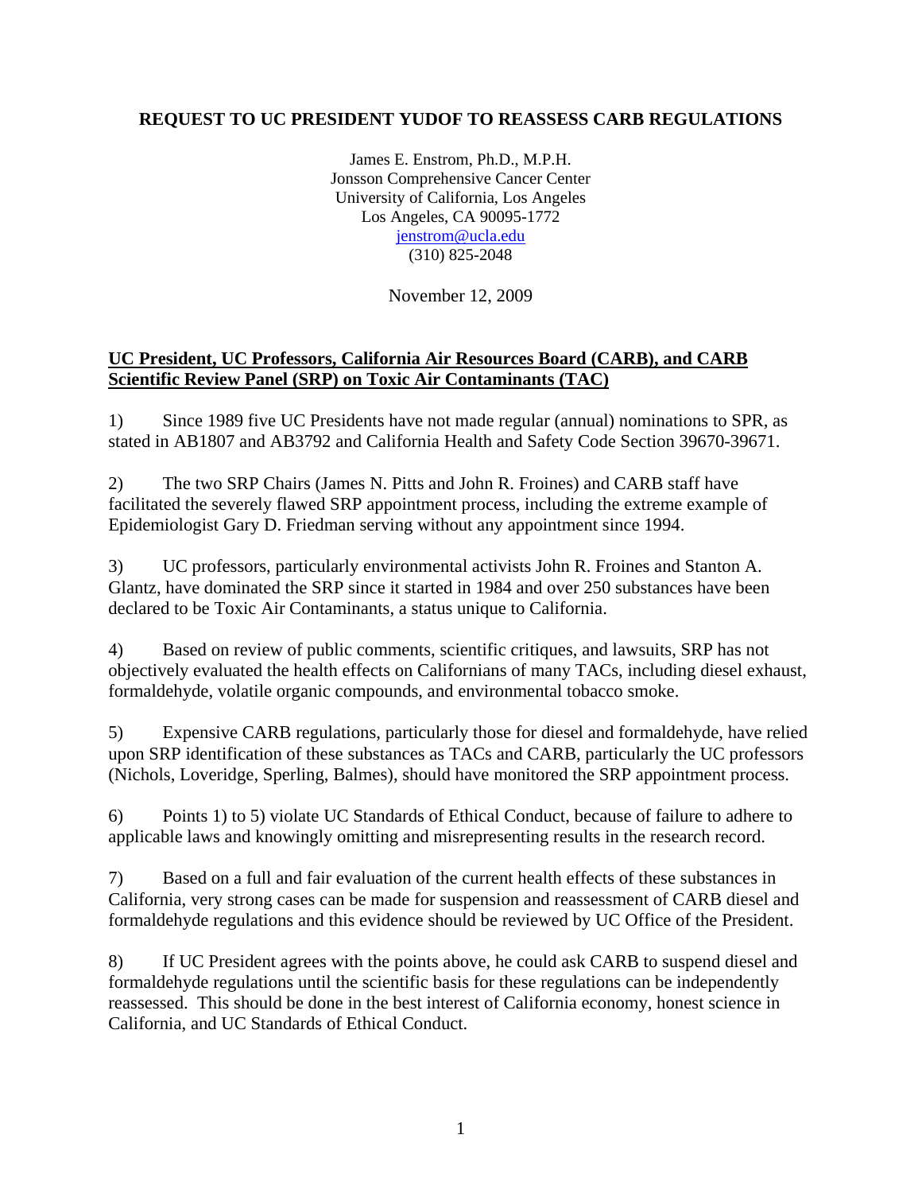# REQUEST TO UC PRESIDENT YUDOF TO REASSESS CARB REGULATIONS

James E. Enstrom, Ph.D., M.P.H.
Jonsson Comprehensive Cancer Center
University of California, Los Angeles
Los Angeles, CA 90095-1772
jenstrom@ucla.edu
(310) 825-2048

November 12, 2009

**UC President, UC Professors, California Air Resources Board (CARB), and CARB Scientific Review Panel (SRP) on Toxic Air Contaminants (TAC)**

1) Since 1989 five UC Presidents have not made regular (annual) nominations to SPR, as stated in AB1807 and AB3792 and California Health and Safety Code Section 39670-39671.

2) The two SRP Chairs (James N. Pitts and John R. Froines) and CARB staff have facilitated the severely flawed SRP appointment process, including the extreme example of Epidemiologist Gary D. Friedman serving without any appointment since 1994.

3) UC professors, particularly environmental activists John R. Froines and Stanton A. Glantz, have dominated the SRP since it started in 1984 and over 250 substances have been declared to be Toxic Air Contaminants, a status unique to California.

4) Based on review of public comments, scientific critiques, and lawsuits, SRP has not objectively evaluated the health effects on Californians of many TACs, including diesel exhaust, formaldehyde, volatile organic compounds, and environmental tobacco smoke.

5) Expensive CARB regulations, particularly those for diesel and formaldehyde, have relied upon SRP identification of these substances as TACs and CARB, particularly the UC professors (Nichols, Loveridge, Sperling, Balmes), should have monitored the SRP appointment process.

6) Points 1) to 5) violate UC Standards of Ethical Conduct, because of failure to adhere to applicable laws and knowingly omitting and misrepresenting results in the research record.

7) Based on a full and fair evaluation of the current health effects of these substances in California, very strong cases can be made for suspension and reassessment of CARB diesel and formaldehyde regulations and this evidence should be reviewed by UC Office of the President.

8) If UC President agrees with the points above, he could ask CARB to suspend diesel and formaldehyde regulations until the scientific basis for these regulations can be independently reassessed. This should be done in the best interest of California economy, honest science in California, and UC Standards of Ethical Conduct.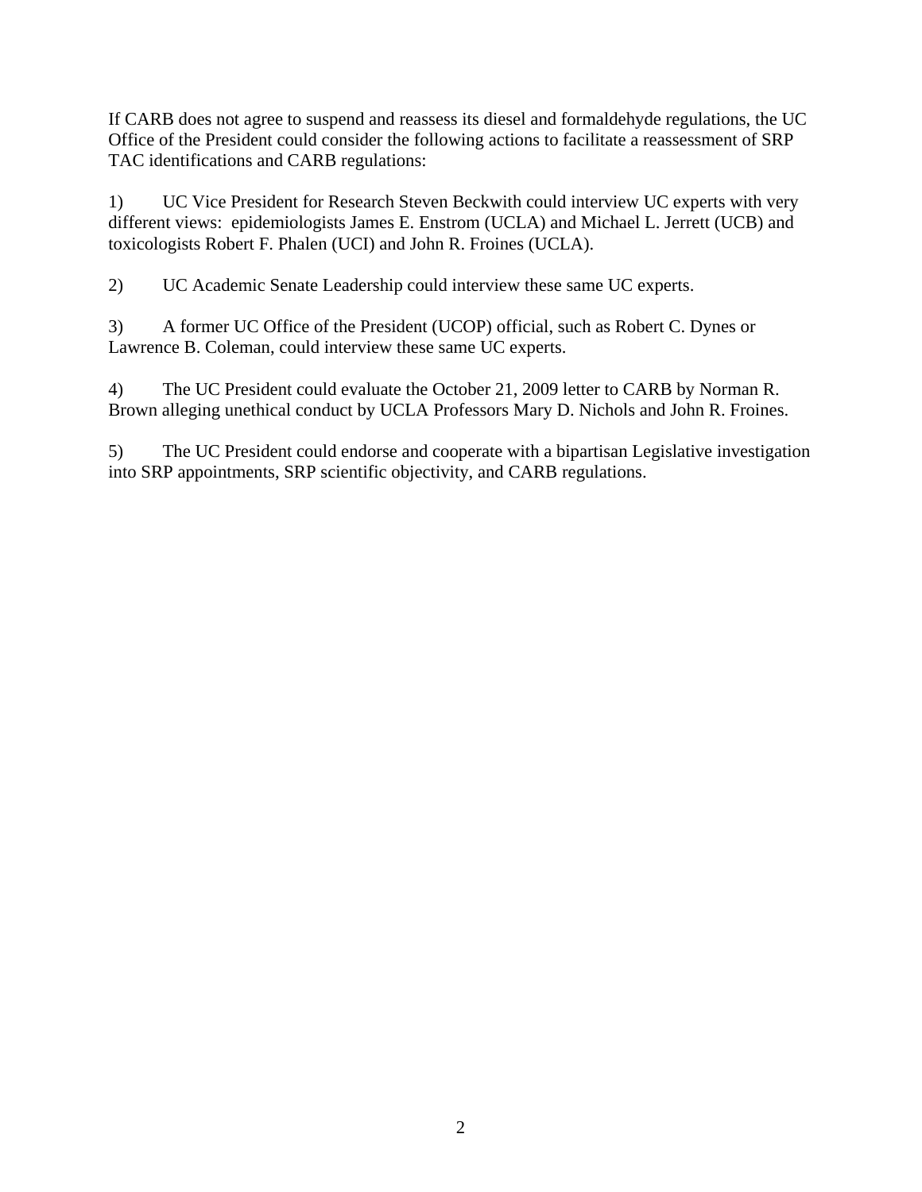If CARB does not agree to suspend and reassess its diesel and formaldehyde regulations, the UC Office of the President could consider the following actions to facilitate a reassessment of SRP TAC identifications and CARB regulations:

1) UC Vice President for Research Steven Beckwith could interview UC experts with very different views: epidemiologists James E. Enstrom (UCLA) and Michael L. Jerrett (UCB) and toxicologists Robert F. Phalen (UCI) and John R. Froines (UCLA).

2) UC Academic Senate Leadership could interview these same UC experts.

3) A former UC Office of the President (UCOP) official, such as Robert C. Dynes or Lawrence B. Coleman, could interview these same UC experts.

4) The UC President could evaluate the October 21, 2009 letter to CARB by Norman R. Brown alleging unethical conduct by UCLA Professors Mary D. Nichols and John R. Froines.

5) The UC President could endorse and cooperate with a bipartisan Legislative investigation into SRP appointments, SRP scientific objectivity, and CARB regulations.